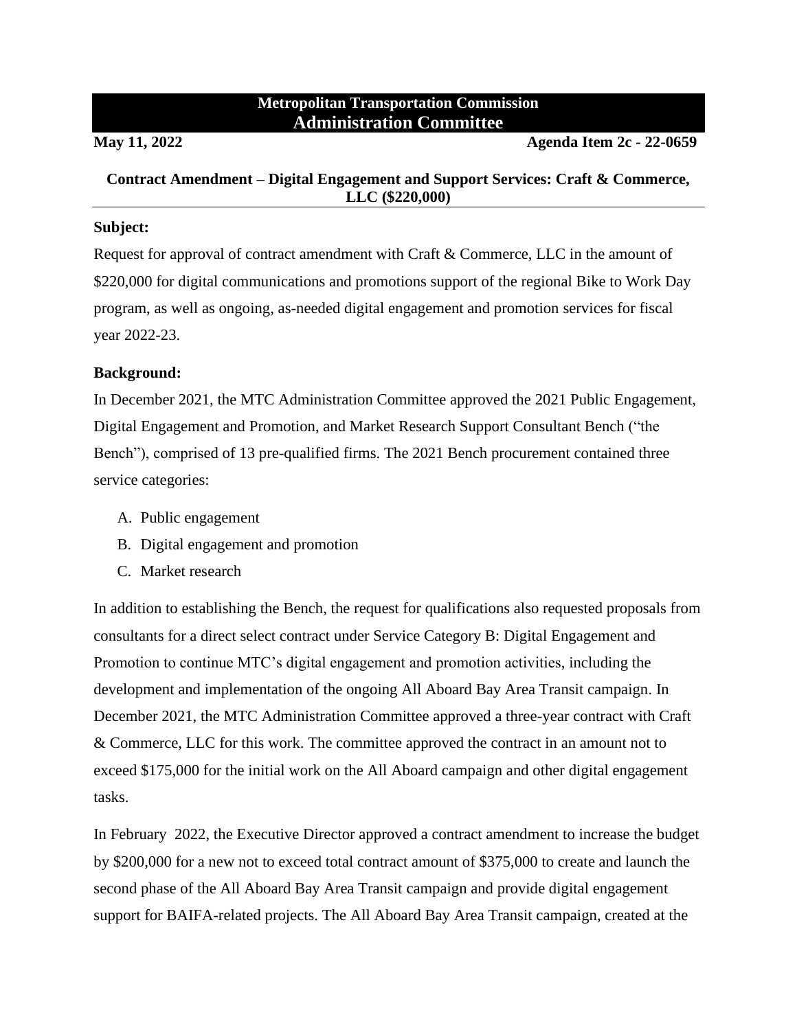**Metropolitan Transportation Commission**
**Administration Committee**

**May 11, 2022** **Agenda Item 2c - 22-0659**

## Contract Amendment – Digital Engagement and Support Services: Craft & Commerce, LLC ($220,000)

**Subject:**

Request for approval of contract amendment with Craft & Commerce, LLC in the amount of $220,000 for digital communications and promotions support of the regional Bike to Work Day program, as well as ongoing, as-needed digital engagement and promotion services for fiscal year 2022-23.

**Background:**

In December 2021, the MTC Administration Committee approved the 2021 Public Engagement, Digital Engagement and Promotion, and Market Research Support Consultant Bench ("the Bench"), comprised of 13 pre-qualified firms. The 2021 Bench procurement contained three service categories:

A. Public engagement
B. Digital engagement and promotion
C. Market research

In addition to establishing the Bench, the request for qualifications also requested proposals from consultants for a direct select contract under Service Category B: Digital Engagement and Promotion to continue MTC's digital engagement and promotion activities, including the development and implementation of the ongoing All Aboard Bay Area Transit campaign. In December 2021, the MTC Administration Committee approved a three-year contract with Craft & Commerce, LLC for this work. The committee approved the contract in an amount not to exceed $175,000 for the initial work on the All Aboard campaign and other digital engagement tasks.

In February 2022, the Executive Director approved a contract amendment to increase the budget by $200,000 for a new not to exceed total contract amount of $375,000 to create and launch the second phase of the All Aboard Bay Area Transit campaign and provide digital engagement support for BAIFA-related projects. The All Aboard Bay Area Transit campaign, created at the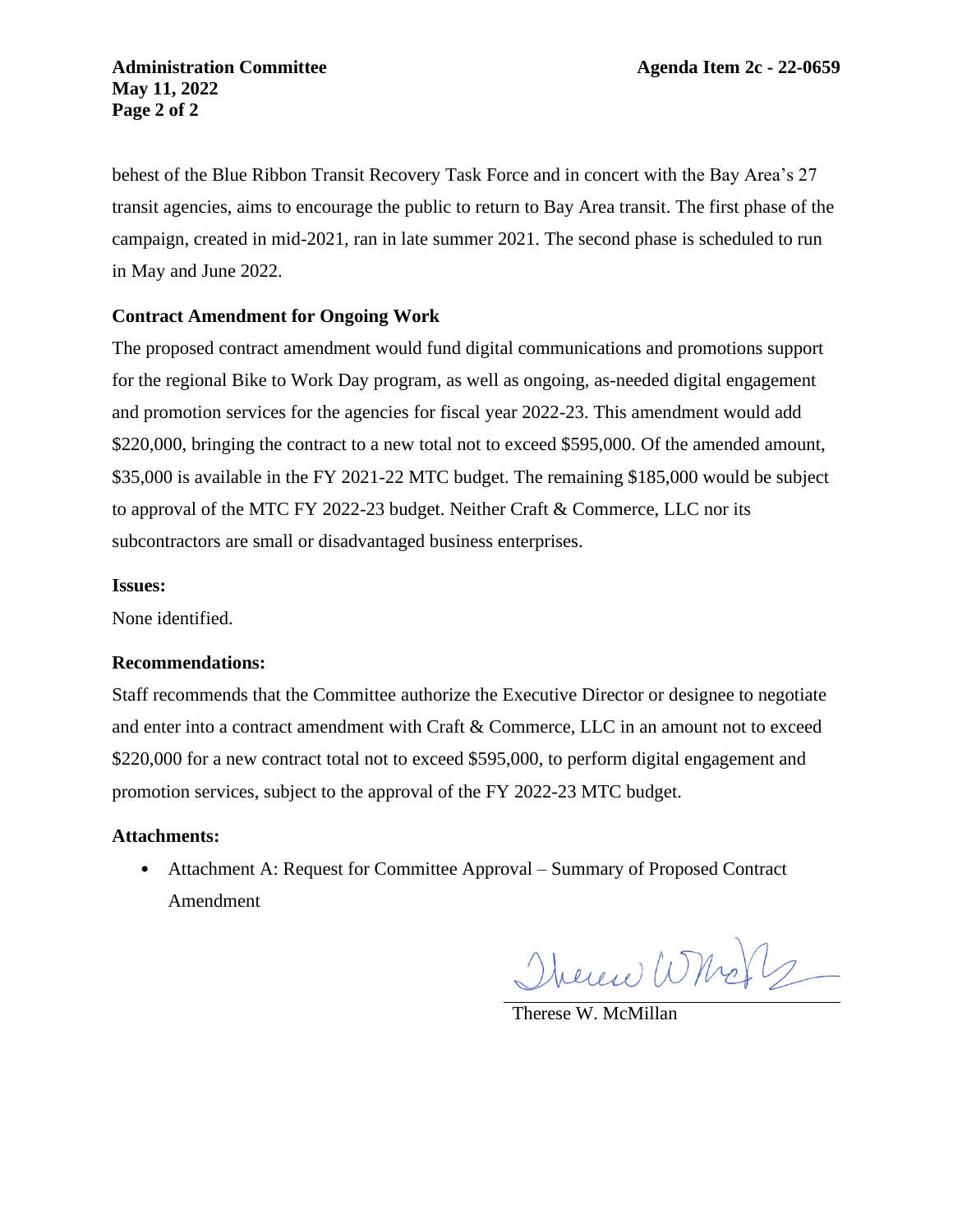behest of the Blue Ribbon Transit Recovery Task Force and in concert with the Bay Area's 27 transit agencies, aims to encourage the public to return to Bay Area transit. The first phase of the campaign, created in mid-2021, ran in late summer 2021. The second phase is scheduled to run in May and June 2022.

**Contract Amendment for Ongoing Work**

The proposed contract amendment would fund digital communications and promotions support for the regional Bike to Work Day program, as well as ongoing, as-needed digital engagement and promotion services for the agencies for fiscal year 2022-23. This amendment would add $220,000, bringing the contract to a new total not to exceed $595,000. Of the amended amount, $35,000 is available in the FY 2021-22 MTC budget. The remaining $185,000 would be subject to approval of the MTC FY 2022-23 budget. Neither Craft & Commerce, LLC nor its subcontractors are small or disadvantaged business enterprises.

**Issues:**

None identified.

**Recommendations:**

Staff recommends that the Committee authorize the Executive Director or designee to negotiate and enter into a contract amendment with Craft & Commerce, LLC in an amount not to exceed $220,000 for a new contract total not to exceed $595,000, to perform digital engagement and promotion services, subject to the approval of the FY 2022-23 MTC budget.

**Attachments:**

- Attachment A: Request for Committee Approval – Summary of Proposed Contract Amendment

Therese W. McMillan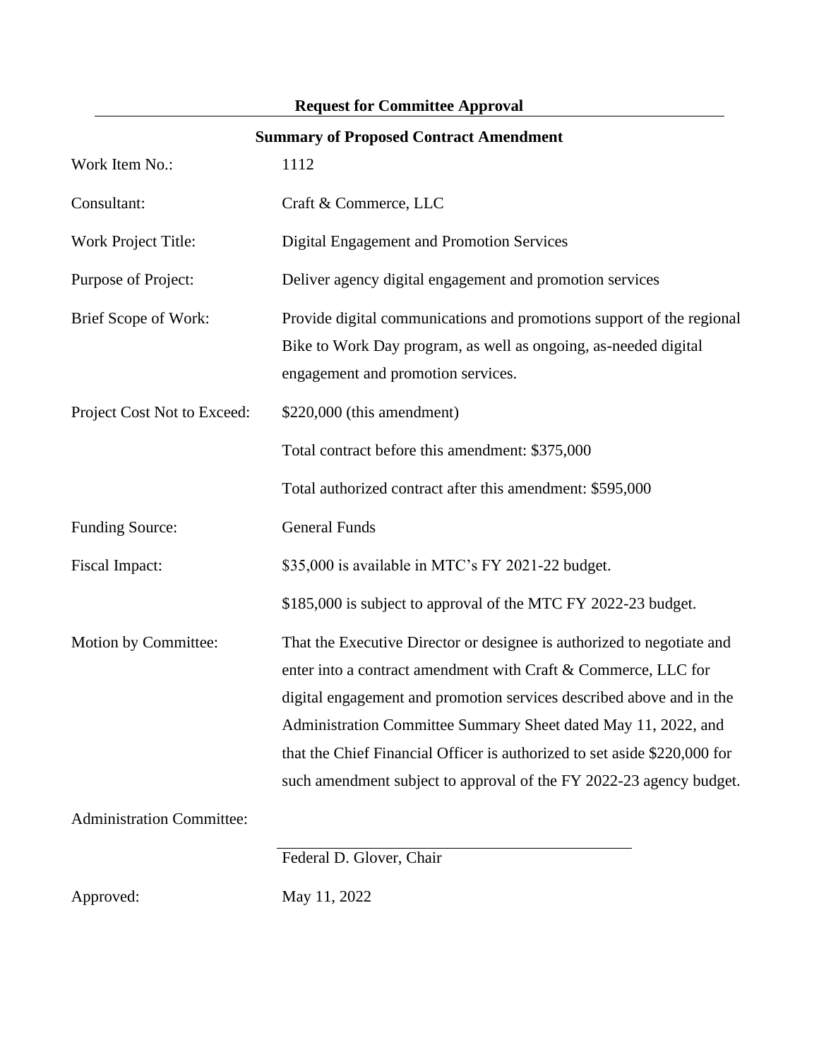**Request for Committee Approval**

**Summary of Proposed Contract Amendment**

| | |
|---|---|
| Work Item No.: | 1112 |
| Consultant: | Craft & Commerce, LLC |
| Work Project Title: | Digital Engagement and Promotion Services |
| Purpose of Project: | Deliver agency digital engagement and promotion services |
| Brief Scope of Work: | Provide digital communications and promotions support of the regional Bike to Work Day program, as well as ongoing, as-needed digital engagement and promotion services. |
| Project Cost Not to Exceed: | $220,000 (this amendment)<br>Total contract before this amendment: $375,000<br>Total authorized contract after this amendment: $595,000 |
| Funding Source: | General Funds |
| Fiscal Impact: | $35,000 is available in MTC's FY 2021-22 budget.<br>$185,000 is subject to approval of the MTC FY 2022-23 budget. |
| Motion by Committee: | That the Executive Director or designee is authorized to negotiate and enter into a contract amendment with Craft & Commerce, LLC for digital engagement and promotion services described above and in the Administration Committee Summary Sheet dated May 11, 2022, and that the Chief Financial Officer is authorized to set aside $220,000 for such amendment subject to approval of the FY 2022-23 agency budget. |
| Administration Committee: | _______________________________<br>Federal D. Glover, Chair |
| Approved: | May 11, 2022 |